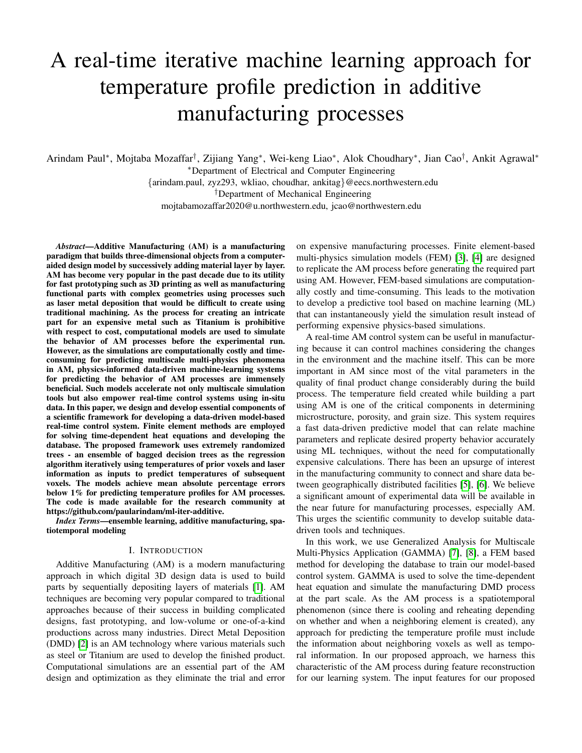# A real-time iterative machine learning approach for temperature profile prediction in additive manufacturing processes

Arindam Paul[*], Mojtaba Mozaffar[†], Zijiang Yang[*], Wei-keng Liao[*], Alok Choudhary[*], Jian Cao[†], Ankit Agrawal[*]

[*]Department of Electrical and Computer Engineering

{arindam.paul, zyz293, wkliao, choudhar, ankitag}@eecs.northwestern.edu

[†]Department of Mechanical Engineering

mojtabamozaffar2020@u.northwestern.edu, jcao@northwestern.edu

***Abstract*—Additive Manufacturing (AM) is a manufacturing paradigm that builds three-dimensional objects from a computer-aided design model by successively adding material layer by layer. AM has become very popular in the past decade due to its utility for fast prototyping such as 3D printing as well as manufacturing functional parts with complex geometries using processes such as laser metal deposition that would be difficult to create using traditional machining. As the process for creating an intricate part for an expensive metal such as Titanium is prohibitive with respect to cost, computational models are used to simulate the behavior of AM processes before the experimental run. However, as the simulations are computationally costly and time-consuming for predicting multiscale multi-physics phenomena in AM, physics-informed data-driven machine-learning systems for predicting the behavior of AM processes are immensely beneficial. Such models accelerate not only multiscale simulation tools but also empower real-time control systems using in-situ data. In this paper, we design and develop essential components of a scientific framework for developing a data-driven model-based real-time control system. Finite element methods are employed for solving time-dependent heat equations and developing the database. The proposed framework uses extremely randomized trees - an ensemble of bagged decision trees as the regression algorithm iteratively using temperatures of prior voxels and laser information as inputs to predict temperatures of subsequent voxels. The models achieve mean absolute percentage errors below 1% for predicting temperature profiles for AM processes. The code is made available for the research community at https://github.com/paularindam/ml-iter-additive.**

***Index Terms*—ensemble learning, additive manufacturing, spatiotemporal modeling**

## I. Introduction

Additive Manufacturing (AM) is a modern manufacturing approach in which digital 3D design data is used to build parts by sequentially depositing layers of materials [1]. AM techniques are becoming very popular compared to traditional approaches because of their success in building complicated designs, fast prototyping, and low-volume or one-of-a-kind productions across many industries. Direct Metal Deposition (DMD) [2] is an AM technology where various materials such as steel or Titanium are used to develop the finished product. Computational simulations are an essential part of the AM design and optimization as they eliminate the trial and error on expensive manufacturing processes. Finite element-based multi-physics simulation models (FEM) [3], [4] are designed to replicate the AM process before generating the required part using AM. However, FEM-based simulations are computationally costly and time-consuming. This leads to the motivation to develop a predictive tool based on machine learning (ML) that can instantaneously yield the simulation result instead of performing expensive physics-based simulations.

A real-time AM control system can be useful in manufacturing because it can control machines considering the changes in the environment and the machine itself. This can be more important in AM since most of the vital parameters in the quality of final product change considerably during the build process. The temperature field created while building a part using AM is one of the critical components in determining microstructure, porosity, and grain size. This system requires a fast data-driven predictive model that can relate machine parameters and replicate desired property behavior accurately using ML techniques, without the need for computationally expensive calculations. There has been an upsurge of interest in the manufacturing community to connect and share data between geographically distributed facilities [5], [6]. We believe a significant amount of experimental data will be available in the near future for manufacturing processes, especially AM. This urges the scientific community to develop suitable data-driven tools and techniques.

In this work, we use Generalized Analysis for Multiscale Multi-Physics Application (GAMMA) [7], [8], a FEM based method for developing the database to train our model-based control system. GAMMA is used to solve the time-dependent heat equation and simulate the manufacturing DMD process at the part scale. As the AM process is a spatiotemporal phenomenon (since there is cooling and reheating depending on whether and when a neighboring element is created), any approach for predicting the temperature profile must include the information about neighboring voxels as well as temporal information. In our proposed approach, we harness this characteristic of the AM process during feature reconstruction for our learning system. The input features for our proposed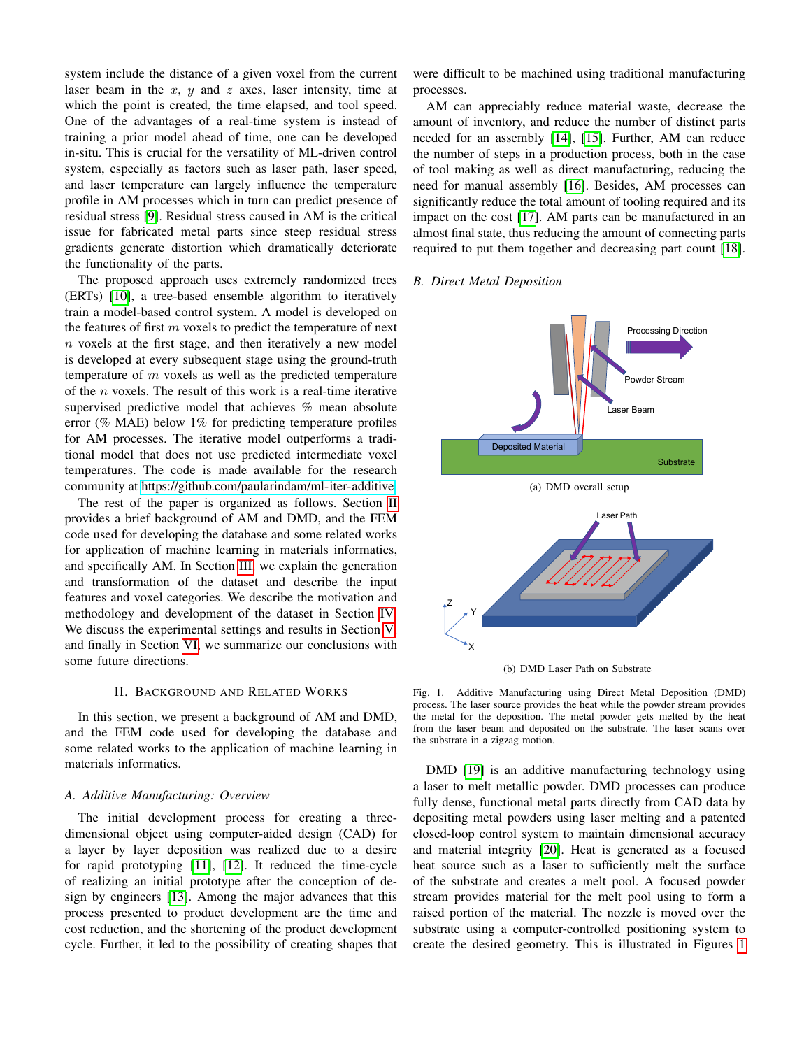system include the distance of a given voxel from the current laser beam in the $x$, $y$ and $z$ axes, laser intensity, time at which the point is created, the time elapsed, and tool speed. One of the advantages of a real-time system is instead of training a prior model ahead of time, one can be developed in-situ. This is crucial for the versatility of ML-driven control system, especially as factors such as laser path, laser speed, and laser temperature can largely influence the temperature profile in AM processes which in turn can predict presence of residual stress [9]. Residual stress caused in AM is the critical issue for fabricated metal parts since steep residual stress gradients generate distortion which dramatically deteriorate the functionality of the parts.

The proposed approach uses extremely randomized trees (ERTs) [10], a tree-based ensemble algorithm to iteratively train a model-based control system. A model is developed on the features of first $m$ voxels to predict the temperature of next $n$ voxels at the first stage, and then iteratively a new model is developed at every subsequent stage using the ground-truth temperature of $m$ voxels as well as the predicted temperature of the $n$ voxels. The result of this work is a real-time iterative supervised predictive model that achieves % mean absolute error (% MAE) below 1% for predicting temperature profiles for AM processes. The iterative model outperforms a traditional model that does not use predicted intermediate voxel temperatures. The code is made available for the research community at https://github.com/paularindam/ml-iter-additive.

The rest of the paper is organized as follows. Section II provides a brief background of AM and DMD, and the FEM code used for developing the database and some related works for application of machine learning in materials informatics, and specifically AM. In Section III we explain the generation and transformation of the dataset and describe the input features and voxel categories. We describe the motivation and methodology and development of the dataset in Section IV. We discuss the experimental settings and results in Section V, and finally in Section VI, we summarize our conclusions with some future directions.

## II. Background and Related Works

In this section, we present a background of AM and DMD, and the FEM code used for developing the database and some related works to the application of machine learning in materials informatics.

### A. Additive Manufacturing: Overview

The initial development process for creating a three-dimensional object using computer-aided design (CAD) for a layer by layer deposition was realized due to a desire for rapid prototyping [11], [12]. It reduced the time-cycle of realizing an initial prototype after the conception of design by engineers [13]. Among the major advances that this process presented to product development are the time and cost reduction, and the shortening of the product development cycle. Further, it led to the possibility of creating shapes that were difficult to be machined using traditional manufacturing processes.

AM can appreciably reduce material waste, decrease the amount of inventory, and reduce the number of distinct parts needed for an assembly [14], [15]. Further, AM can reduce the number of steps in a production process, both in the case of tool making as well as direct manufacturing, reducing the need for manual assembly [16]. Besides, AM processes can significantly reduce the total amount of tooling required and its impact on the cost [17]. AM parts can be manufactured in an almost final state, thus reducing the amount of connecting parts required to put them together and decreasing part count [18].

### B. Direct Metal Deposition

(a) DMD overall setup

(b) DMD Laser Path on Substrate

Fig. 1. Additive Manufacturing using Direct Metal Deposition (DMD) process. The laser source provides the heat while the powder stream provides the metal for the deposition. The metal powder gets melted by the heat from the laser beam and deposited on the substrate. The laser scans over the substrate in a zigzag motion.

DMD [19] is an additive manufacturing technology using a laser to melt metallic powder. DMD processes can produce fully dense, functional metal parts directly from CAD data by depositing metal powders using laser melting and a patented closed-loop control system to maintain dimensional accuracy and material integrity [20]. Heat is generated as a focused heat source such as a laser to sufficiently melt the surface of the substrate and creates a melt pool. A focused powder stream provides material for the melt pool using to form a raised portion of the material. The nozzle is moved over the substrate using a computer-controlled positioning system to create the desired geometry. This is illustrated in Figures 1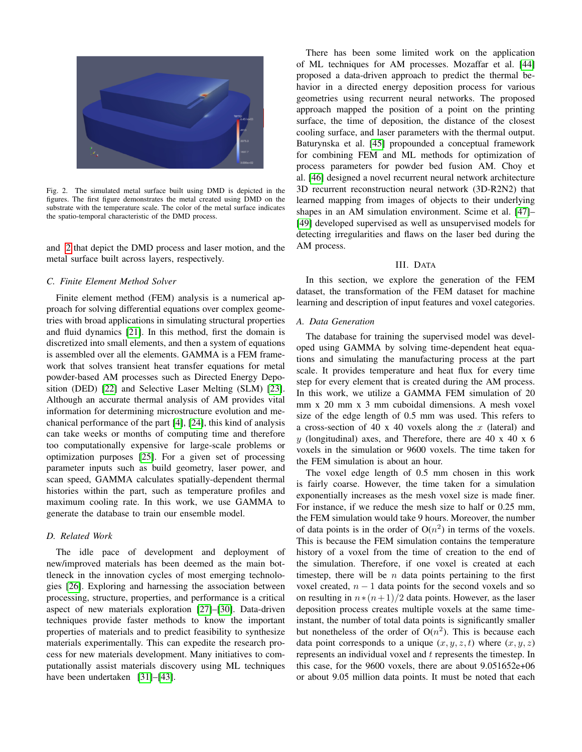Fig. 2. The simulated metal surface built using DMD is depicted in the figures. The first figure demonstrates the metal created using DMD on the substrate with the temperature scale. The color of the metal surface indicates the spatio-temporal characteristic of the DMD process.

and 2 that depict the DMD process and laser motion, and the metal surface built across layers, respectively.

### C. Finite Element Method Solver

Finite element method (FEM) analysis is a numerical approach for solving differential equations over complex geometries with broad applications in simulating structural properties and fluid dynamics [21]. In this method, first the domain is discretized into small elements, and then a system of equations is assembled over all the elements. GAMMA is a FEM framework that solves transient heat transfer equations for metal powder-based AM processes such as Directed Energy Deposition (DED) [22] and Selective Laser Melting (SLM) [23]. Although an accurate thermal analysis of AM provides vital information for determining microstructure evolution and mechanical performance of the part [4], [24], this kind of analysis can take weeks or months of computing time and therefore too computationally expensive for large-scale problems or optimization purposes [25]. For a given set of processing parameter inputs such as build geometry, laser power, and scan speed, GAMMA calculates spatially-dependent thermal histories within the part, such as temperature profiles and maximum cooling rate. In this work, we use GAMMA to generate the database to train our ensemble model.

### D. Related Work

The idle pace of development and deployment of new/improved materials has been deemed as the main bottleneck in the innovation cycles of most emerging technologies [26]. Exploring and harnessing the association between processing, structure, properties, and performance is a critical aspect of new materials exploration [27]–[30]. Data-driven techniques provide faster methods to know the important properties of materials and to predict feasibility to synthesize materials experimentally. This can expedite the research process for new materials development. Many initiatives to computationally assist materials discovery using ML techniques have been undertaken [31]–[43].

There has been some limited work on the application of ML techniques for AM processes. Mozaffar et al. [44] proposed a data-driven approach to predict the thermal behavior in a directed energy deposition process for various geometries using recurrent neural networks. The proposed approach mapped the position of a point on the printing surface, the time of deposition, the distance of the closest cooling surface, and laser parameters with the thermal output. Baturynska et al. [45] propounded a conceptual framework for combining FEM and ML methods for optimization of process parameters for powder bed fusion AM. Choy et al. [46] designed a novel recurrent neural network architecture 3D recurrent reconstruction neural network (3D-R2N2) that learned mapping from images of objects to their underlying shapes in an AM simulation environment. Scime et al. [47]–[49] developed supervised as well as unsupervised models for detecting irregularities and flaws on the laser bed during the AM process.

## III. Data

In this section, we explore the generation of the FEM dataset, the transformation of the FEM dataset for machine learning and description of input features and voxel categories.

### A. Data Generation

The database for training the supervised model was developed using GAMMA by solving time-dependent heat equations and simulating the manufacturing process at the part scale. It provides temperature and heat flux for every time step for every element that is created during the AM process. In this work, we utilize a GAMMA FEM simulation of 20 mm x 20 mm x 3 mm cuboidal dimensions. A mesh voxel size of the edge length of 0.5 mm was used. This refers to a cross-section of 40 x 40 voxels along the $x$ (lateral) and $y$ (longitudinal) axes, and Therefore, there are 40 x 40 x 6 voxels in the simulation or 9600 voxels. The time taken for the FEM simulation is about an hour.

The voxel edge length of 0.5 mm chosen in this work is fairly coarse. However, the time taken for a simulation exponentially increases as the mesh voxel size is made finer. For instance, if we reduce the mesh size to half or 0.25 mm, the FEM simulation would take 9 hours. Moreover, the number of data points is in the order of O($n^2$) in terms of the voxels. This is because the FEM simulation contains the temperature history of a voxel from the time of creation to the end of the simulation. Therefore, if one voxel is created at each timestep, there will be $n$ data points pertaining to the first voxel created, $n-1$ data points for the second voxels and so on resulting in $n*(n+1)/2$ data points. However, as the laser deposition process creates multiple voxels at the same time-instant, the number of total data points is significantly smaller but nonetheless of the order of O($n^2$). This is because each data point corresponds to a unique $(x, y, z, t)$ where $(x, y, z)$ represents an individual voxel and $t$ represents the timestep. In this case, for the 9600 voxels, there are about 9.051652e+06 or about 9.05 million data points. It must be noted that each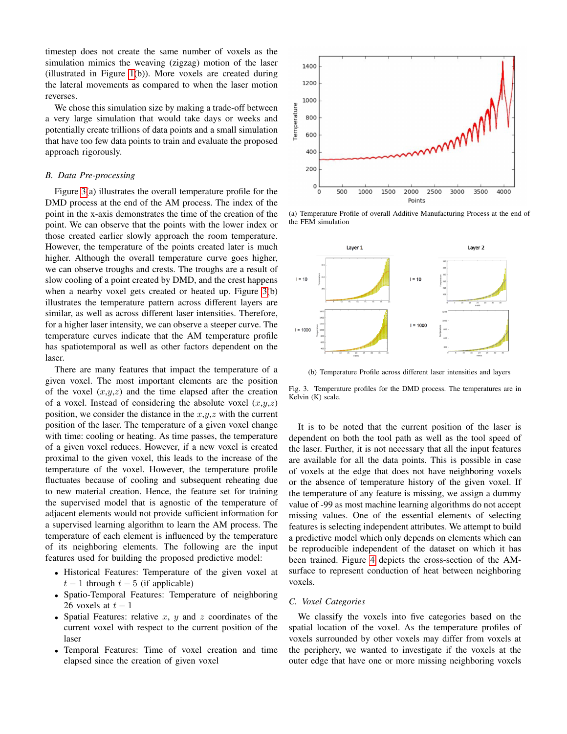timestep does not create the same number of voxels as the simulation mimics the weaving (zigzag) motion of the laser (illustrated in Figure 1(b)). More voxels are created during the lateral movements as compared to when the laser motion reverses.

We chose this simulation size by making a trade-off between a very large simulation that would take days or weeks and potentially create trillions of data points and a small simulation that have too few data points to train and evaluate the proposed approach rigorously.

### B. Data Pre-processing

Figure 3(a) illustrates the overall temperature profile for the DMD process at the end of the AM process. The index of the point in the x-axis demonstrates the time of the creation of the point. We can observe that the points with the lower index or those created earlier slowly approach the room temperature. However, the temperature of the points created later is much higher. Although the overall temperature curve goes higher, we can observe troughs and crests. The troughs are a result of slow cooling of a point created by DMD, and the crest happens when a nearby voxel gets created or heated up. Figure 3(b) illustrates the temperature pattern across different layers are similar, as well as across different laser intensities. Therefore, for a higher laser intensity, we can observe a steeper curve. The temperature curves indicate that the AM temperature profile has spatiotemporal as well as other factors dependent on the laser.

There are many features that impact the temperature of a given voxel. The most important elements are the position of the voxel ($x$,$y$,$z$) and the time elapsed after the creation of a voxel. Instead of considering the absolute voxel ($x$,$y$,$z$) position, we consider the distance in the $x$,$y$,$z$ with the current position of the laser. The temperature of a given voxel change with time: cooling or heating. As time passes, the temperature of a given voxel reduces. However, if a new voxel is created proximal to the given voxel, this leads to the increase of the temperature of the voxel. However, the temperature profile fluctuates because of cooling and subsequent reheating due to new material creation. Hence, the feature set for training the supervised model that is agnostic of the temperature of adjacent elements would not provide sufficient information for a supervised learning algorithm to learn the AM process. The temperature of each element is influenced by the temperature of its neighboring elements. The following are the input features used for building the proposed predictive model:

- Historical Features: Temperature of the given voxel at $t-1$ through $t-5$ (if applicable)
- Spatio-Temporal Features: Temperature of neighboring 26 voxels at $t-1$
- Spatial Features: relative $x$, $y$ and $z$ coordinates of the current voxel with respect to the current position of the laser
- Temporal Features: Time of voxel creation and time elapsed since the creation of given voxel

(a) Temperature Profile of overall Additive Manufacturing Process at the end of the FEM simulation

(b) Temperature Profile across different laser intensities and layers

Fig. 3. Temperature profiles for the DMD process. The temperatures are in Kelvin (K) scale.

It is to be noted that the current position of the laser is dependent on both the tool path as well as the tool speed of the laser. Further, it is not necessary that all the input features are available for all the data points. This is possible in case of voxels at the edge that does not have neighboring voxels or the absence of temperature history of the given voxel. If the temperature of any feature is missing, we assign a dummy value of -99 as most machine learning algorithms do not accept missing values. One of the essential elements of selecting features is selecting independent attributes. We attempt to build a predictive model which only depends on elements which can be reproducible independent of the dataset on which it has been trained. Figure 4 depicts the cross-section of the AM-surface to represent conduction of heat between neighboring voxels.

### C. Voxel Categories

We classify the voxels into five categories based on the spatial location of the voxel. As the temperature profiles of voxels surrounded by other voxels may differ from voxels at the periphery, we wanted to investigate if the voxels at the outer edge that have one or more missing neighboring voxels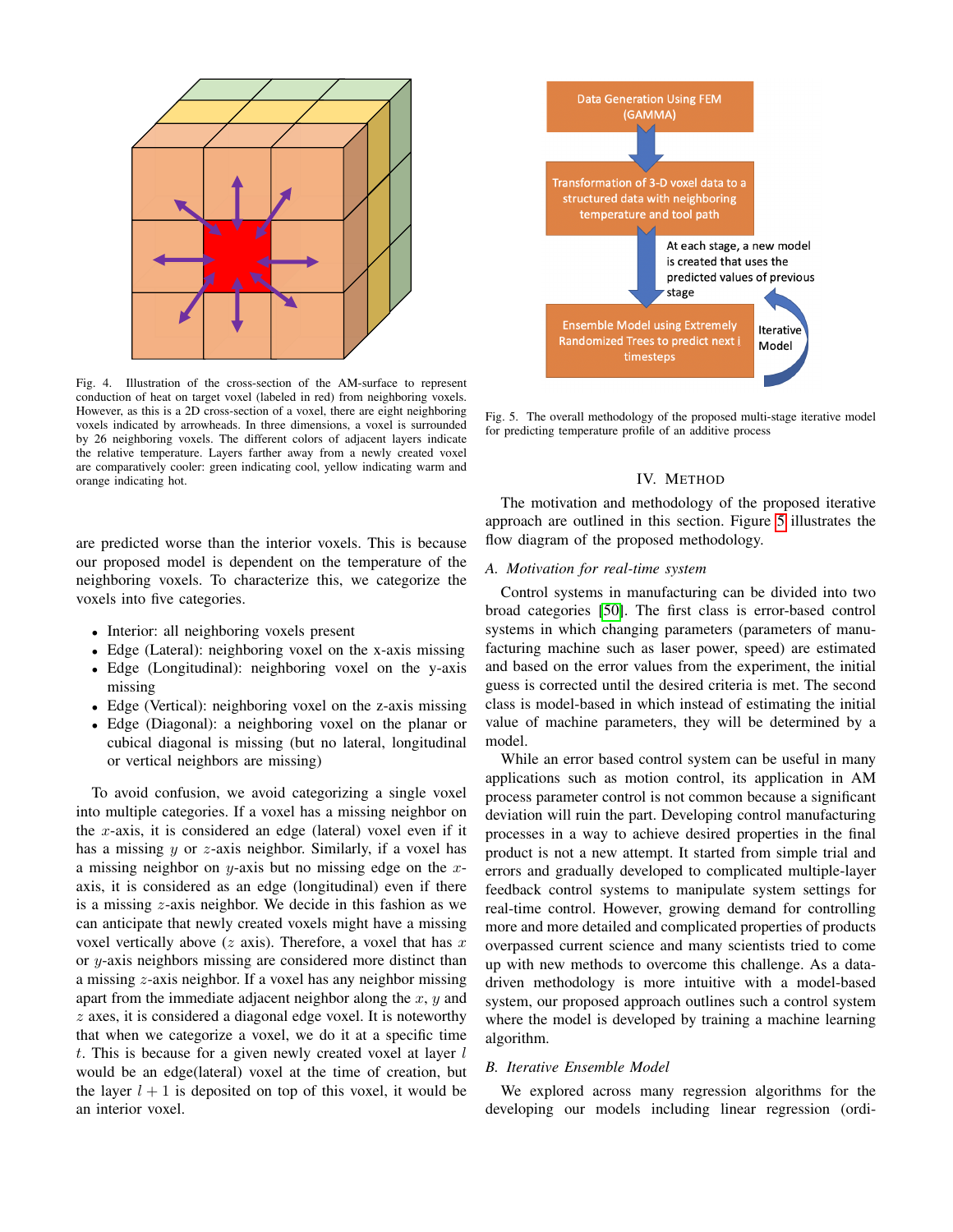Fig. 4. Illustration of the cross-section of the AM-surface to represent conduction of heat on target voxel (labeled in red) from neighboring voxels. However, as this is a 2D cross-section of a voxel, there are eight neighboring voxels indicated by arrowheads. In three dimensions, a voxel is surrounded by 26 neighboring voxels. The different colors of adjacent layers indicate the relative temperature. Layers farther away from a newly created voxel are comparatively cooler: green indicating cool, yellow indicating warm and orange indicating hot.

are predicted worse than the interior voxels. This is because our proposed model is dependent on the temperature of the neighboring voxels. To characterize this, we categorize the voxels into five categories.

- Interior: all neighboring voxels present
- Edge (Lateral): neighboring voxel on the x-axis missing
- Edge (Longitudinal): neighboring voxel on the y-axis missing
- Edge (Vertical): neighboring voxel on the z-axis missing
- Edge (Diagonal): a neighboring voxel on the planar or cubical diagonal is missing (but no lateral, longitudinal or vertical neighbors are missing)

To avoid confusion, we avoid categorizing a single voxel into multiple categories. If a voxel has a missing neighbor on the $x$-axis, it is considered an edge (lateral) voxel even if it has a missing $y$ or $z$-axis neighbor. Similarly, if a voxel has a missing neighbor on $y$-axis but no missing edge on the $x$-axis, it is considered as an edge (longitudinal) even if there is a missing $z$-axis neighbor. We decide in this fashion as we can anticipate that newly created voxels might have a missing voxel vertically above ($z$ axis). Therefore, a voxel that has $x$ or $y$-axis neighbors missing are considered more distinct than a missing $z$-axis neighbor. If a voxel has any neighbor missing apart from the immediate adjacent neighbor along the $x$, $y$ and $z$ axes, it is considered a diagonal edge voxel. It is noteworthy that when we categorize a voxel, we do it at a specific time $t$. This is because for a given newly created voxel at layer $l$ would be an edge(lateral) voxel at the time of creation, but the layer $l+1$ is deposited on top of this voxel, it would be an interior voxel.

Fig. 5. The overall methodology of the proposed multi-stage iterative model for predicting temperature profile of an additive process

## IV. Method

The motivation and methodology of the proposed iterative approach are outlined in this section. Figure 5 illustrates the flow diagram of the proposed methodology.

### A. Motivation for real-time system

Control systems in manufacturing can be divided into two broad categories [50]. The first class is error-based control systems in which changing parameters (parameters of manufacturing machine such as laser power, speed) are estimated and based on the error values from the experiment, the initial guess is corrected until the desired criteria is met. The second class is model-based in which instead of estimating the initial value of machine parameters, they will be determined by a model.

While an error based control system can be useful in many applications such as motion control, its application in AM process parameter control is not common because a significant deviation will ruin the part. Developing control manufacturing processes in a way to achieve desired properties in the final product is not a new attempt. It started from simple trial and errors and gradually developed to complicated multiple-layer feedback control systems to manipulate system settings for real-time control. However, growing demand for controlling more and more detailed and complicated properties of products overpassed current science and many scientists tried to come up with new methods to overcome this challenge. As a data-driven methodology is more intuitive with a model-based system, our proposed approach outlines such a control system where the model is developed by training a machine learning algorithm.

### B. Iterative Ensemble Model

We explored across many regression algorithms for the developing our models including linear regression (ordi-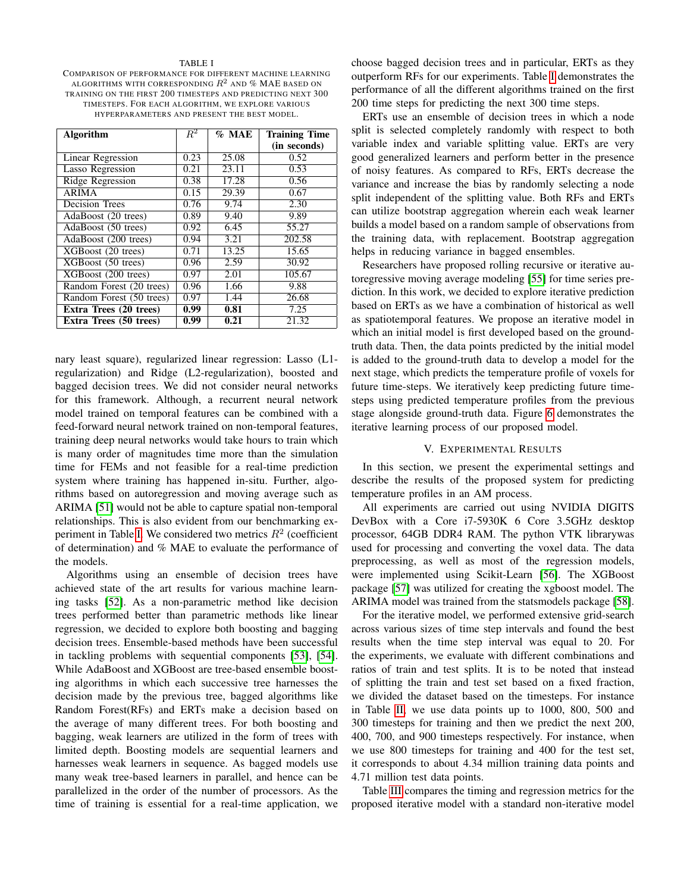TABLE I
COMPARISON OF PERFORMANCE FOR DIFFERENT MACHINE LEARNING ALGORITHMS WITH CORRESPONDING $R^2$ AND % MAE BASED ON TRAINING ON THE FIRST 200 TIMESTEPS AND PREDICTING NEXT 300 TIMESTEPS. FOR EACH ALGORITHM, WE EXPLORE VARIOUS HYPERPARAMETERS AND PRESENT THE BEST MODEL.

| **Algorithm** | $R^2$ | **% MAE** | **Training Time (in seconds)** |
|---|---|---|---|
| Linear Regression | 0.23 | 25.08 | 0.52 |
| Lasso Regression | 0.21 | 23.11 | 0.53 |
| Ridge Regression | 0.38 | 17.28 | 0.56 |
| ARIMA | 0.15 | 29.39 | 0.67 |
| Decision Trees | 0.76 | 9.74 | 2.30 |
| AdaBoost (20 trees) | 0.89 | 9.40 | 9.89 |
| AdaBoost (50 trees) | 0.92 | 6.45 | 55.27 |
| AdaBoost (200 trees) | 0.94 | 3.21 | 202.58 |
| XGBoost (20 trees) | 0.71 | 13.25 | 15.65 |
| XGBoost (50 trees) | 0.96 | 2.59 | 30.92 |
| XGBoost (200 trees) | 0.97 | 2.01 | 105.67 |
| Random Forest (20 trees) | 0.96 | 1.66 | 9.88 |
| Random Forest (50 trees) | 0.97 | 1.44 | 26.68 |
| **Extra Trees (20 trees)** | **0.99** | **0.81** | 7.25 |
| **Extra Trees (50 trees)** | **0.99** | **0.21** | 21.32 |

nary least square), regularized linear regression: Lasso (L1-regularization) and Ridge (L2-regularization), boosted and bagged decision trees. We did not consider neural networks for this framework. Although, a recurrent neural network model trained on temporal features can be combined with a feed-forward neural network trained on non-temporal features, training deep neural networks would take hours to train which is many order of magnitudes time more than the simulation time for FEMs and not feasible for a real-time prediction system where training has happened in-situ. Further, algorithms based on autoregression and moving average such as ARIMA [51] would not be able to capture spatial non-temporal relationships. This is also evident from our benchmarking experiment in Table I. We considered two metrics $R^2$ (coefficient of determination) and % MAE to evaluate the performance of the models.

Algorithms using an ensemble of decision trees have achieved state of the art results for various machine learning tasks [52]. As a non-parametric method like decision trees performed better than parametric methods like linear regression, we decided to explore both boosting and bagging decision trees. Ensemble-based methods have been successful in tackling problems with sequential components [53], [54]. While AdaBoost and XGBoost are tree-based ensemble boosting algorithms in which each successive tree harnesses the decision made by the previous tree, bagged algorithms like Random Forest(RFs) and ERTs make a decision based on the average of many different trees. For both boosting and bagging, weak learners are utilized in the form of trees with limited depth. Boosting models are sequential learners and harnesses weak learners in sequence. As bagged models use many weak tree-based learners in parallel, and hence can be parallelized in the order of the number of processors. As the time of training is essential for a real-time application, we choose bagged decision trees and in particular, ERTs as they outperform RFs for our experiments. Table I demonstrates the performance of all the different algorithms trained on the first 200 time steps for predicting the next 300 time steps.

ERTs use an ensemble of decision trees in which a node split is selected completely randomly with respect to both variable index and variable splitting value. ERTs are very good generalized learners and perform better in the presence of noisy features. As compared to RFs, ERTs decrease the variance and increase the bias by randomly selecting a node split independent of the splitting value. Both RFs and ERTs can utilize bootstrap aggregation wherein each weak learner builds a model based on a random sample of observations from the training data, with replacement. Bootstrap aggregation helps in reducing variance in bagged ensembles.

Researchers have proposed rolling recursive or iterative autoregressive moving average modeling [55] for time series prediction. In this work, we decided to explore iterative prediction based on ERTs as we have a combination of historical as well as spatiotemporal features. We propose an iterative model in which an initial model is first developed based on the ground-truth data. Then, the data points predicted by the initial model is added to the ground-truth data to develop a model for the next stage, which predicts the temperature profile of voxels for future time-steps. We iteratively keep predicting future time-steps using predicted temperature profiles from the previous stage alongside ground-truth data. Figure 6 demonstrates the iterative learning process of our proposed model.

## V. EXPERIMENTAL RESULTS

In this section, we present the experimental settings and describe the results of the proposed system for predicting temperature profiles in an AM process.

All experiments are carried out using NVIDIA DIGITS DevBox with a Core i7-5930K 6 Core 3.5GHz desktop processor, 64GB DDR4 RAM. The python VTK librarywas used for processing and converting the voxel data. The data preprocessing, as well as most of the regression models, were implemented using Scikit-Learn [56]. The XGBoost package [57] was utilized for creating the xgboost model. The ARIMA model was trained from the statsmodels package [58].

For the iterative model, we performed extensive grid-search across various sizes of time step intervals and found the best results when the time step interval was equal to 20. For the experiments, we evaluate with different combinations and ratios of train and test splits. It is to be noted that instead of splitting the train and test set based on a fixed fraction, we divided the dataset based on the timesteps. For instance in Table II, we use data points up to 1000, 800, 500 and 300 timesteps for training and then we predict the next 200, 400, 700, and 900 timesteps respectively. For instance, when we use 800 timesteps for training and 400 for the test set, it corresponds to about 4.34 million training data points and 4.71 million test data points.

Table III compares the timing and regression metrics for the proposed iterative model with a standard non-iterative model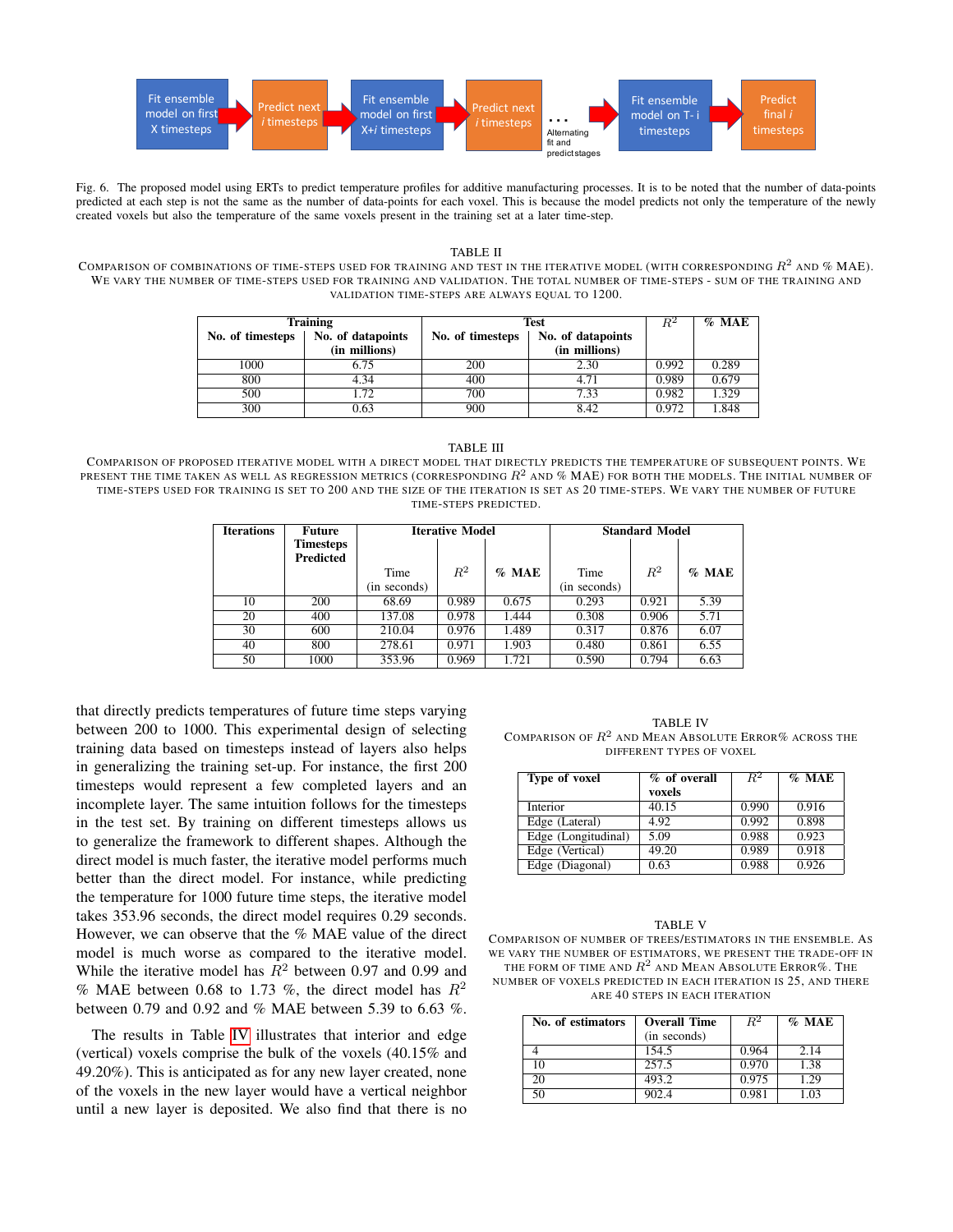Fit ensemble model on first X timesteps → Predict next *i* timesteps → Fit ensemble model on first X+*i* timesteps → Predict next *i* timesteps → . . . Alternating fit and predict stages → Fit ensemble model on T- i timesteps → Predict final *i* timesteps

Fig. 6. The proposed model using ERTs to predict temperature profiles for additive manufacturing processes. It is to be noted that the number of data-points predicted at each step is not the same as the number of data-points for each voxel. This is because the model predicts not only the temperature of the newly created voxels but also the temperature of the same voxels present in the training set at a later time-step.

TABLE II

COMPARISON OF COMBINATIONS OF TIME-STEPS USED FOR TRAINING AND TEST IN THE ITERATIVE MODEL (WITH CORRESPONDING $R^2$ AND % MAE). WE VARY THE NUMBER OF TIME-STEPS USED FOR TRAINING AND VALIDATION. THE TOTAL NUMBER OF TIME-STEPS - SUM OF THE TRAINING AND VALIDATION TIME-STEPS ARE ALWAYS EQUAL TO 1200.

| Training | | Test | | $R^2$ | % MAE |
|---|---|---|---|---|---|
| No. of timesteps | No. of datapoints (in millions) | No. of timesteps | No. of datapoints (in millions) | | |
| 1000 | 6.75 | 200 | 2.30 | 0.992 | 0.289 |
| 800 | 4.34 | 400 | 4.71 | 0.989 | 0.679 |
| 500 | 1.72 | 700 | 7.33 | 0.982 | 1.329 |
| 300 | 0.63 | 900 | 8.42 | 0.972 | 1.848 |

TABLE III

COMPARISON OF PROPOSED ITERATIVE MODEL WITH A DIRECT MODEL THAT DIRECTLY PREDICTS THE TEMPERATURE OF SUBSEQUENT POINTS. WE PRESENT THE TIME TAKEN AS WELL AS REGRESSION METRICS (CORRESPONDING $R^2$ AND % MAE) FOR BOTH THE MODELS. THE INITIAL NUMBER OF TIME-STEPS USED FOR TRAINING IS SET TO 200 AND THE SIZE OF THE ITERATION IS SET AS 20 TIME-STEPS. WE VARY THE NUMBER OF FUTURE TIME-STEPS PREDICTED.

| Iterations | Future Timesteps Predicted | Iterative Model | | | Standard Model | | |
|---|---|---|---|---|---|---|---|
| | | Time (in seconds) | $R^2$ | % MAE | Time (in seconds) | $R^2$ | % MAE |
| 10 | 200 | 68.69 | 0.989 | 0.675 | 0.293 | 0.921 | 5.39 |
| 20 | 400 | 137.08 | 0.978 | 1.444 | 0.308 | 0.906 | 5.71 |
| 30 | 600 | 210.04 | 0.976 | 1.489 | 0.317 | 0.876 | 6.07 |
| 40 | 800 | 278.61 | 0.971 | 1.903 | 0.480 | 0.861 | 6.55 |
| 50 | 1000 | 353.96 | 0.969 | 1.721 | 0.590 | 0.794 | 6.63 |

that directly predicts temperatures of future time steps varying between 200 to 1000. This experimental design of selecting training data based on timesteps instead of layers also helps in generalizing the training set-up. For instance, the first 200 timesteps would represent a few completed layers and an incomplete layer. The same intuition follows for the timesteps in the test set. By training on different timesteps allows us to generalize the framework to different shapes. Although the direct model is much faster, the iterative model performs much better than the direct model. For instance, while predicting the temperature for 1000 future time steps, the iterative model takes 353.96 seconds, the direct model requires 0.29 seconds. However, we can observe that the % MAE value of the direct model is much worse as compared to the iterative model. While the iterative model has $R^2$ between 0.97 and 0.99 and % MAE between 0.68 to 1.73 %, the direct model has $R^2$ between 0.79 and 0.92 and % MAE between 5.39 to 6.63 %.

The results in Table IV illustrates that interior and edge (vertical) voxels comprise the bulk of the voxels (40.15% and 49.20%). This is anticipated as for any new layer created, none of the voxels in the new layer would have a vertical neighbor until a new layer is deposited. We also find that there is no

TABLE IV

COMPARISON OF $R^2$ AND MEAN ABSOLUTE ERROR% ACROSS THE DIFFERENT TYPES OF VOXEL

| Type of voxel | % of overall voxels | $R^2$ | % MAE |
|---|---|---|---|
| Interior | 40.15 | 0.990 | 0.916 |
| Edge (Lateral) | 4.92 | 0.992 | 0.898 |
| Edge (Longitudinal) | 5.09 | 0.988 | 0.923 |
| Edge (Vertical) | 49.20 | 0.989 | 0.918 |
| Edge (Diagonal) | 0.63 | 0.988 | 0.926 |

TABLE V

COMPARISON OF NUMBER OF TREES/ESTIMATORS IN THE ENSEMBLE. AS WE VARY THE NUMBER OF ESTIMATORS, WE PRESENT THE TRADE-OFF IN THE FORM OF TIME AND $R^2$ AND MEAN ABSOLUTE ERROR%. THE NUMBER OF VOXELS PREDICTED IN EACH ITERATION IS 25, AND THERE ARE 40 STEPS IN EACH ITERATION

| No. of estimators | Overall Time (in seconds) | $R^2$ | % MAE |
|---|---|---|---|
| 4 | 154.5 | 0.964 | 2.14 |
| 10 | 257.5 | 0.970 | 1.38 |
| 20 | 493.2 | 0.975 | 1.29 |
| 50 | 902.4 | 0.981 | 1.03 |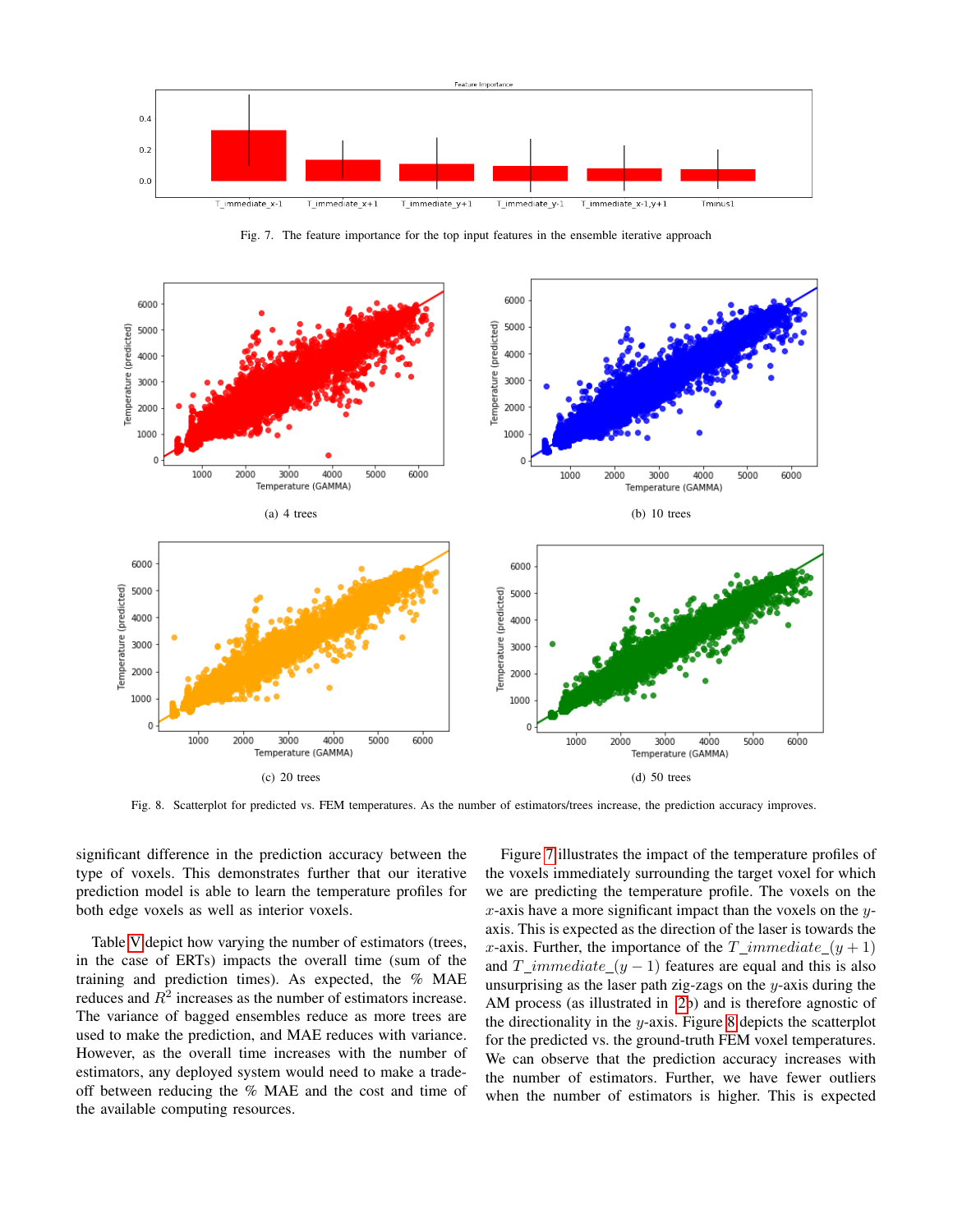Fig. 7. The feature importance for the top input features in the ensemble iterative approach

(a) 4 trees

(b) 10 trees

(c) 20 trees

(d) 50 trees

Fig. 8. Scatterplot for predicted vs. FEM temperatures. As the number of estimators/trees increase, the prediction accuracy improves.

significant difference in the prediction accuracy between the type of voxels. This demonstrates further that our iterative prediction model is able to learn the temperature profiles for both edge voxels as well as interior voxels.

Table V depict how varying the number of estimators (trees, in the case of ERTs) impacts the overall time (sum of the training and prediction times). As expected, the % MAE reduces and $R^2$ increases as the number of estimators increase. The variance of bagged ensembles reduce as more trees are used to make the prediction, and MAE reduces with variance. However, as the overall time increases with the number of estimators, any deployed system would need to make a trade-off between reducing the % MAE and the cost and time of the available computing resources.

Figure 7 illustrates the impact of the temperature profiles of the voxels immediately surrounding the target voxel for which we are predicting the temperature profile. The voxels on the $x$-axis have a more significant impact than the voxels on the $y$-axis. This is expected as the direction of the laser is towards the $x$-axis. Further, the importance of the $T\_immediate\_(y+1)$ and $T\_immediate\_(y-1)$ features are equal and this is also unsurprising as the laser path zig-zags on the $y$-axis during the AM process (as illustrated in 2b) and is therefore agnostic of the directionality in the $y$-axis. Figure 8 depicts the scatterplot for the predicted vs. the ground-truth FEM voxel temperatures. We can observe that the prediction accuracy increases with the number of estimators. Further, we have fewer outliers when the number of estimators is higher. This is expected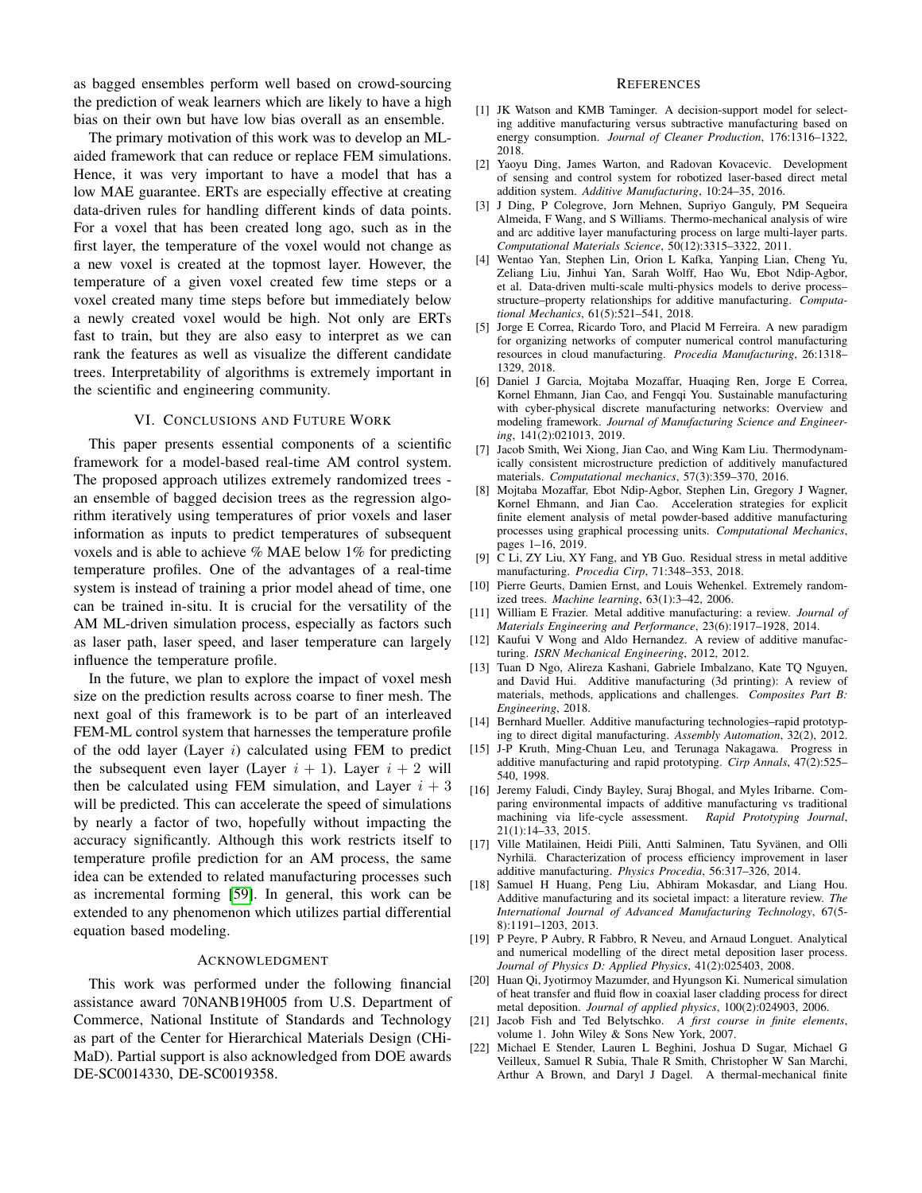as bagged ensembles perform well based on crowd-sourcing the prediction of weak learners which are likely to have a high bias on their own but have low bias overall as an ensemble.

The primary motivation of this work was to develop an ML-aided framework that can reduce or replace FEM simulations. Hence, it was very important to have a model that has a low MAE guarantee. ERTs are especially effective at creating data-driven rules for handling different kinds of data points. For a voxel that has been created long ago, such as in the first layer, the temperature of the voxel would not change as a new voxel is created at the topmost layer. However, the temperature of a given voxel created few time steps or a voxel created many time steps before but immediately below a newly created voxel would be high. Not only are ERTs fast to train, but they are also easy to interpret as we can rank the features as well as visualize the different candidate trees. Interpretability of algorithms is extremely important in the scientific and engineering community.

## VI. Conclusions and Future Work

This paper presents essential components of a scientific framework for a model-based real-time AM control system. The proposed approach utilizes extremely randomized trees - an ensemble of bagged decision trees as the regression algorithm iteratively using temperatures of prior voxels and laser information as inputs to predict temperatures of subsequent voxels and is able to achieve % MAE below 1% for predicting temperature profiles. One of the advantages of a real-time system is instead of training a prior model ahead of time, one can be trained in-situ. It is crucial for the versatility of the AM ML-driven simulation process, especially as factors such as laser path, laser speed, and laser temperature can largely influence the temperature profile.

In the future, we plan to explore the impact of voxel mesh size on the prediction results across coarse to finer mesh. The next goal of this framework is to be part of an interleaved FEM-ML control system that harnesses the temperature profile of the odd layer (Layer $i$) calculated using FEM to predict the subsequent even layer (Layer $i+1$). Layer $i+2$ will then be calculated using FEM simulation, and Layer $i+3$ will be predicted. This can accelerate the speed of simulations by nearly a factor of two, hopefully without impacting the accuracy significantly. Although this work restricts itself to temperature profile prediction for an AM process, the same idea can be extended to related manufacturing processes such as incremental forming [59]. In general, this work can be extended to any phenomenon which utilizes partial differential equation based modeling.

## Acknowledgment

This work was performed under the following financial assistance award 70NANB19H005 from U.S. Department of Commerce, National Institute of Standards and Technology as part of the Center for Hierarchical Materials Design (CHiMaD). Partial support is also acknowledged from DOE awards DE-SC0014330, DE-SC0019358.

## References

[1] JK Watson and KMB Taminger. A decision-support model for selecting additive manufacturing versus subtractive manufacturing based on energy consumption. *Journal of Cleaner Production*, 176:1316–1322, 2018.

[2] Yaoyu Ding, James Warton, and Radovan Kovacevic. Development of sensing and control system for robotized laser-based direct metal addition system. *Additive Manufacturing*, 10:24–35, 2016.

[3] J Ding, P Colegrove, Jorn Mehnen, Supriyo Ganguly, PM Sequeira Almeida, F Wang, and S Williams. Thermo-mechanical analysis of wire and arc additive layer manufacturing process on large multi-layer parts. *Computational Materials Science*, 50(12):3315–3322, 2011.

[4] Wentao Yan, Stephen Lin, Orion L Kafka, Yanping Lian, Cheng Yu, Zeliang Liu, Jinhui Yan, Sarah Wolff, Hao Wu, Ebot Ndip-Agbor, et al. Data-driven multi-scale multi-physics models to derive process–structure–property relationships for additive manufacturing. *Computational Mechanics*, 61(5):521–541, 2018.

[5] Jorge E Correa, Ricardo Toro, and Placid M Ferreira. A new paradigm for organizing networks of computer numerical control manufacturing resources in cloud manufacturing. *Procedia Manufacturing*, 26:1318–1329, 2018.

[6] Daniel J Garcia, Mojtaba Mozaffar, Huaqing Ren, Jorge E Correa, Kornel Ehmann, Jian Cao, and Fengqi You. Sustainable manufacturing with cyber-physical discrete manufacturing networks: Overview and modeling framework. *Journal of Manufacturing Science and Engineering*, 141(2):021013, 2019.

[7] Jacob Smith, Wei Xiong, Jian Cao, and Wing Kam Liu. Thermodynamically consistent microstructure prediction of additively manufactured materials. *Computational mechanics*, 57(3):359–370, 2016.

[8] Mojtaba Mozaffar, Ebot Ndip-Agbor, Stephen Lin, Gregory J Wagner, Kornel Ehmann, and Jian Cao. Acceleration strategies for explicit finite element analysis of metal powder-based additive manufacturing processes using graphical processing units. *Computational Mechanics*, pages 1–16, 2019.

[9] C Li, ZY Liu, XY Fang, and YB Guo. Residual stress in metal additive manufacturing. *Procedia Cirp*, 71:348–353, 2018.

[10] Pierre Geurts, Damien Ernst, and Louis Wehenkel. Extremely randomized trees. *Machine learning*, 63(1):3–42, 2006.

[11] William E Frazier. Metal additive manufacturing: a review. *Journal of Materials Engineering and Performance*, 23(6):1917–1928, 2014.

[12] Kaufui V Wong and Aldo Hernandez. A review of additive manufacturing. *ISRN Mechanical Engineering*, 2012, 2012.

[13] Tuan D Ngo, Alireza Kashani, Gabriele Imbalzano, Kate TQ Nguyen, and David Hui. Additive manufacturing (3d printing): A review of materials, methods, applications and challenges. *Composites Part B: Engineering*, 2018.

[14] Bernhard Mueller. Additive manufacturing technologies–rapid prototyping to direct digital manufacturing. *Assembly Automation*, 32(2), 2012.

[15] J-P Kruth, Ming-Chuan Leu, and Terunaga Nakagawa. Progress in additive manufacturing and rapid prototyping. *Cirp Annals*, 47(2):525–540, 1998.

[16] Jeremy Faludi, Cindy Bayley, Suraj Bhogal, and Myles Iribarne. Comparing environmental impacts of additive manufacturing vs traditional machining via life-cycle assessment. *Rapid Prototyping Journal*, 21(1):14–33, 2015.

[17] Ville Matilainen, Heidi Piili, Antti Salminen, Tatu Syvänen, and Olli Nyrhilä. Characterization of process efficiency improvement in laser additive manufacturing. *Physics Procedia*, 56:317–326, 2014.

[18] Samuel H Huang, Peng Liu, Abhiram Mokasdar, and Liang Hou. Additive manufacturing and its societal impact: a literature review. *The International Journal of Advanced Manufacturing Technology*, 67(5-8):1191–1203, 2013.

[19] P Peyre, P Aubry, R Fabbro, R Neveu, and Arnaud Longuet. Analytical and numerical modelling of the direct metal deposition laser process. *Journal of Physics D: Applied Physics*, 41(2):025403, 2008.

[20] Huan Qi, Jyotirmoy Mazumder, and Hyungson Ki. Numerical simulation of heat transfer and fluid flow in coaxial laser cladding process for direct metal deposition. *Journal of applied physics*, 100(2):024903, 2006.

[21] Jacob Fish and Ted Belytschko. *A first course in finite elements*, volume 1. John Wiley & Sons New York, 2007.

[22] Michael E Stender, Lauren L Beghini, Joshua D Sugar, Michael G Veilleux, Samuel R Subia, Thale R Smith, Christopher W San Marchi, Arthur A Brown, and Daryl J Dagel. A thermal-mechanical finite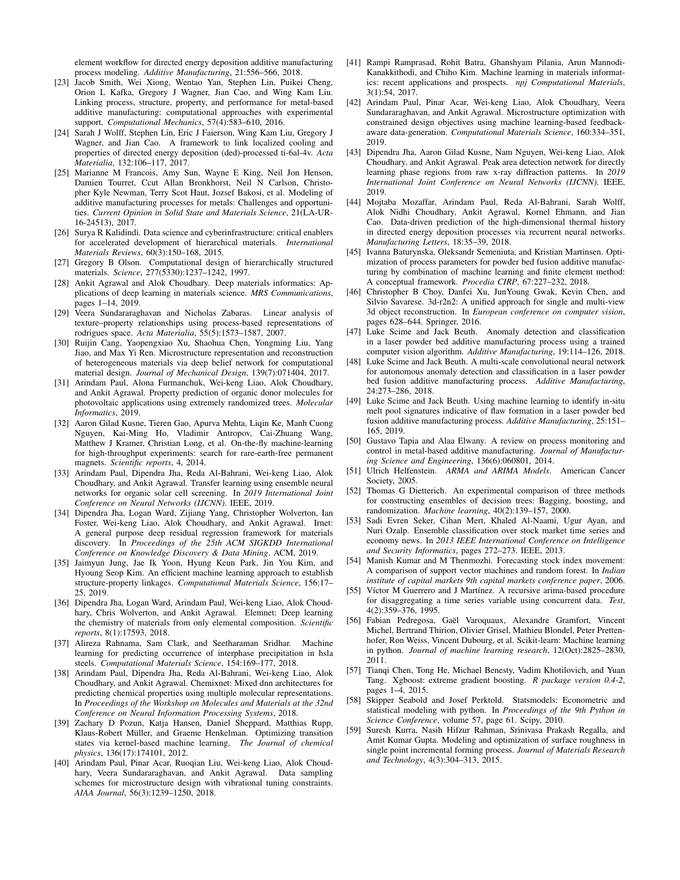element workflow for directed energy deposition additive manufacturing process modeling. *Additive Manufacturing*, 21:556–566, 2018.

[23] Jacob Smith, Wei Xiong, Wentao Yan, Stephen Lin, Puikei Cheng, Orion L Kafka, Gregory J Wagner, Jian Cao, and Wing Kam Liu. Linking process, structure, property, and performance for metal-based additive manufacturing: computational approaches with experimental support. *Computational Mechanics*, 57(4):583–610, 2016.

[24] Sarah J Wolff, Stephen Lin, Eric J Faierson, Wing Kam Liu, Gregory J Wagner, and Jian Cao. A framework to link localized cooling and properties of directed energy deposition (ded)-processed ti-6al-4v. *Acta Materialia*, 132:106–117, 2017.

[25] Marianne M Francois, Amy Sun, Wayne E King, Neil Jon Henson, Damien Tourret, Ccut Allan Bronkhorst, Neil N Carlson, Christopher Kyle Newman, Terry Scot Haut, Jozsef Bakosi, et al. Modeling of additive manufacturing processes for metals: Challenges and opportunities. *Current Opinion in Solid State and Materials Science*, 21(LA-UR-16-24513), 2017.

[26] Surya R Kalidindi. Data science and cyberinfrastructure: critical enablers for accelerated development of hierarchical materials. *International Materials Reviews*, 60(3):150–168, 2015.

[27] Gregory B Olson. Computational design of hierarchically structured materials. *Science*, 277(5330):1237–1242, 1997.

[28] Ankit Agrawal and Alok Choudhary. Deep materials informatics: Applications of deep learning in materials science. *MRS Communications*, pages 1–14, 2019.

[29] Veera Sundararaghavan and Nicholas Zabaras. Linear analysis of texture–property relationships using process-based representations of rodrigues space. *Acta Materialia*, 55(5):1573–1587, 2007.

[30] Ruijin Cang, Yaopengxiao Xu, Shaohua Chen, Yongming Liu, Yang Jiao, and Max Yi Ren. Microstructure representation and reconstruction of heterogeneous materials via deep belief network for computational material design. *Journal of Mechanical Design*, 139(7):071404, 2017.

[31] Arindam Paul, Alona Furmanchuk, Wei-keng Liao, Alok Choudhary, and Ankit Agrawal. Property prediction of organic donor molecules for photovoltaic applications using extremely randomized trees. *Molecular Informatics*, 2019.

[32] Aaron Gilad Kusne, Tieren Gao, Apurva Mehta, Liqin Ke, Manh Cuong Nguyen, Kai-Ming Ho, Vladimir Antropov, Cai-Zhuang Wang, Matthew J Kramer, Christian Long, et al. On-the-fly machine-learning for high-throughput experiments: search for rare-earth-free permanent magnets. *Scientific reports*, 4, 2014.

[33] Arindam Paul, Dipendra Jha, Reda Al-Bahrani, Wei-keng Liao, Alok Choudhary, and Ankit Agrawal. Transfer learning using ensemble neural networks for organic solar cell screening. In *2019 International Joint Conference on Neural Networks (IJCNN)*. IEEE, 2019.

[34] Dipendra Jha, Logan Ward, Zijiang Yang, Christopher Wolverton, Ian Foster, Wei-keng Liao, Alok Choudhary, and Ankit Agrawal. Irnet: A general purpose deep residual regression framework for materials discovery. In *Proceedings of the 25th ACM SIGKDD International Conference on Knowledge Discovery & Data Mining*. ACM, 2019.

[35] Jaimyun Jung, Jae Ik Yoon, Hyung Keun Park, Jin You Kim, and Hyoung Seop Kim. An efficient machine learning approach to establish structure-property linkages. *Computational Materials Science*, 156:17–25, 2019.

[36] Dipendra Jha, Logan Ward, Arindam Paul, Wei-keng Liao, Alok Choudhary, Chris Wolverton, and Ankit Agrawal. Elemnet: Deep learning the chemistry of materials from only elemental composition. *Scientific reports*, 8(1):17593, 2018.

[37] Alireza Rahnama, Sam Clark, and Seetharaman Sridhar. Machine learning for predicting occurrence of interphase precipitation in hsla steels. *Computational Materials Science*, 154:169–177, 2018.

[38] Arindam Paul, Dipendra Jha, Reda Al-Bahrani, Wei-keng Liao, Alok Choudhary, and Ankit Agrawal. Chemixnet: Mixed dnn architectures for predicting chemical properties using multiple molecular representations. In *Proceedings of the Workshop on Molecules and Materials at the 32nd Conference on Neural Information Processing Systems*, 2018.

[39] Zachary D Pozun, Katja Hansen, Daniel Sheppard, Matthias Rupp, Klaus-Robert Müller, and Graeme Henkelman. Optimizing transition states via kernel-based machine learning. *The Journal of chemical physics*, 136(17):174101, 2012.

[40] Arindam Paul, Pinar Acar, Ruoqian Liu, Wei-keng Liao, Alok Choudhary, Veera Sundararaghavan, and Ankit Agrawal. Data sampling schemes for microstructure design with vibrational tuning constraints. *AIAA Journal*, 56(3):1239–1250, 2018.

[41] Rampi Ramprasad, Rohit Batra, Ghanshyam Pilania, Arun Mannodi-Kanakkithodi, and Chiho Kim. Machine learning in materials informatics: recent applications and prospects. *npj Computational Materials*, 3(1):54, 2017.

[42] Arindam Paul, Pinar Acar, Wei-keng Liao, Alok Choudhary, Veera Sundararaghavan, and Ankit Agrawal. Microstructure optimization with constrained design objectives using machine learning-based feedback-aware data-generation. *Computational Materials Science*, 160:334–351, 2019.

[43] Dipendra Jha, Aaron Gilad Kusne, Nam Nguyen, Wei-keng Liao, Alok Choudhary, and Ankit Agrawal. Peak area detection network for directly learning phase regions from raw x-ray diffraction patterns. In *2019 International Joint Conference on Neural Networks (IJCNN)*. IEEE, 2019.

[44] Mojtaba Mozaffar, Arindam Paul, Reda Al-Bahrani, Sarah Wolff, Alok Nidhi Choudhary, Ankit Agrawal, Kornel Ehmann, and Jian Cao. Data-driven prediction of the high-dimensional thermal history in directed energy deposition processes via recurrent neural networks. *Manufacturing Letters*, 18:35–39, 2018.

[45] Ivanna Baturynska, Oleksandr Semeniuta, and Kristian Martinsen. Optimization of process parameters for powder bed fusion additive manufacturing by combination of machine learning and finite element method: A conceptual framework. *Procedia CIRP*, 67:227–232, 2018.

[46] Christopher B Choy, Danfei Xu, JunYoung Gwak, Kevin Chen, and Silvio Savarese. 3d-r2n2: A unified approach for single and multi-view 3d object reconstruction. In *European conference on computer vision*, pages 628–644. Springer, 2016.

[47] Luke Scime and Jack Beuth. Anomaly detection and classification in a laser powder bed additive manufacturing process using a trained computer vision algorithm. *Additive Manufacturing*, 19:114–126, 2018.

[48] Luke Scime and Jack Beuth. A multi-scale convolutional neural network for autonomous anomaly detection and classification in a laser powder bed fusion additive manufacturing process. *Additive Manufacturing*, 24:273–286, 2018.

[49] Luke Scime and Jack Beuth. Using machine learning to identify in-situ melt pool signatures indicative of flaw formation in a laser powder bed fusion additive manufacturing process. *Additive Manufacturing*, 25:151–165, 2019.

[50] Gustavo Tapia and Alaa Elwany. A review on process monitoring and control in metal-based additive manufacturing. *Journal of Manufacturing Science and Engineering*, 136(6):060801, 2014.

[51] Ulrich Helfenstein. *ARMA and ARIMA Models*. American Cancer Society, 2005.

[52] Thomas G Dietterich. An experimental comparison of three methods for constructing ensembles of decision trees: Bagging, boosting, and randomization. *Machine learning*, 40(2):139–157, 2000.

[53] Sadi Evren Seker, Cihan Mert, Khaled Al-Naami, Ugur Ayan, and Nuri Ozalp. Ensemble classification over stock market time series and economy news. In *2013 IEEE International Conference on Intelligence and Security Informatics*, pages 272–273. IEEE, 2013.

[54] Manish Kumar and M Thenmozhi. Forecasting stock index movement: A comparison of support vector machines and random forest. In *Indian institute of capital markets 9th capital markets conference paper*, 2006.

[55] Víctor M Guerrero and J Martínez. A recursive arima-based procedure for disaggregating a time series variable using concurrent data. *Test*, 4(2):359–376, 1995.

[56] Fabian Pedregosa, Gaël Varoquaux, Alexandre Gramfort, Vincent Michel, Bertrand Thirion, Olivier Grisel, Mathieu Blondel, Peter Prettenhofer, Ron Weiss, Vincent Dubourg, et al. Scikit-learn: Machine learning in python. *Journal of machine learning research*, 12(Oct):2825–2830, 2011.

[57] Tianqi Chen, Tong He, Michael Benesty, Vadim Khotilovich, and Yuan Tang. Xgboost: extreme gradient boosting. *R package version 0.4-2*, pages 1–4, 2015.

[58] Skipper Seabold and Josef Perktold. Statsmodels: Econometric and statistical modeling with python. In *Proceedings of the 9th Python in Science Conference*, volume 57, page 61. Scipy, 2010.

[59] Suresh Kurra, Nasih Hifzur Rahman, Srinivasa Prakash Regalla, and Amit Kumar Gupta. Modeling and optimization of surface roughness in single point incremental forming process. *Journal of Materials Research and Technology*, 4(3):304–313, 2015.